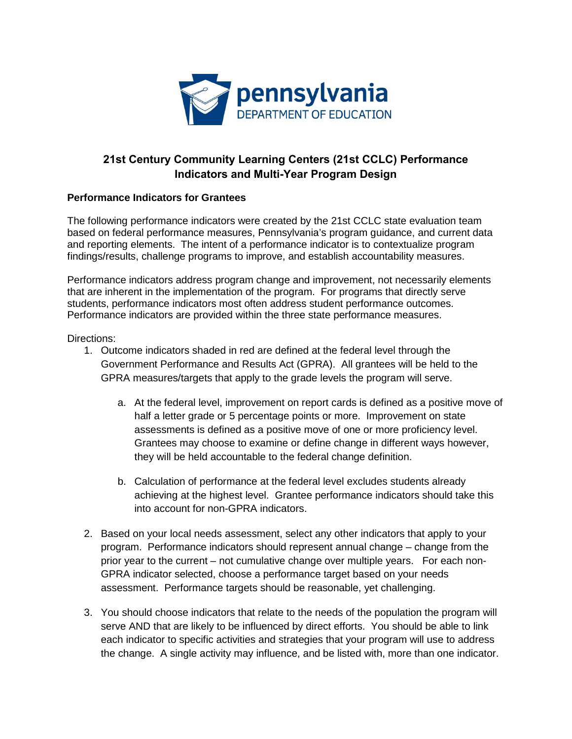pennsylvania
DEPARTMENT OF EDUCATION

# 21st Century Community Learning Centers (21st CCLC) Performance Indicators and Multi-Year Program Design

## Performance Indicators for Grantees

The following performance indicators were created by the 21st CCLC state evaluation team based on federal performance measures, Pennsylvania's program guidance, and current data and reporting elements. The intent of a performance indicator is to contextualize program findings/results, challenge programs to improve, and establish accountability measures.

Performance indicators address program change and improvement, not necessarily elements that are inherent in the implementation of the program. For programs that directly serve students, performance indicators most often address student performance outcomes. Performance indicators are provided within the three state performance measures.

Directions:

1. Outcome indicators shaded in red are defined at the federal level through the Government Performance and Results Act (GPRA). All grantees will be held to the GPRA measures/targets that apply to the grade levels the program will serve.

   a. At the federal level, improvement on report cards is defined as a positive move of half a letter grade or 5 percentage points or more. Improvement on state assessments is defined as a positive move of one or more proficiency level. Grantees may choose to examine or define change in different ways however, they will be held accountable to the federal change definition.

   b. Calculation of performance at the federal level excludes students already achieving at the highest level. Grantee performance indicators should take this into account for non-GPRA indicators.

2. Based on your local needs assessment, select any other indicators that apply to your program. Performance indicators should represent annual change – change from the prior year to the current – not cumulative change over multiple years. For each non-GPRA indicator selected, choose a performance target based on your needs assessment. Performance targets should be reasonable, yet challenging.

3. You should choose indicators that relate to the needs of the population the program will serve AND that are likely to be influenced by direct efforts. You should be able to link each indicator to specific activities and strategies that your program will use to address the change. A single activity may influence, and be listed with, more than one indicator.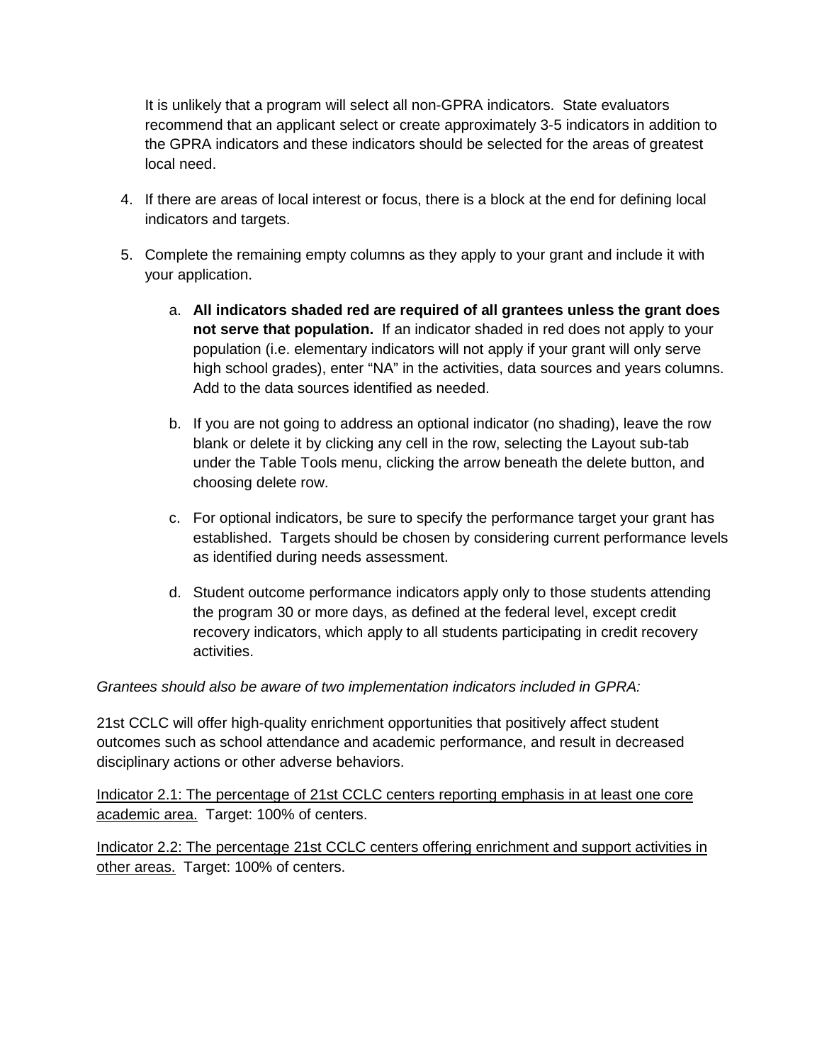It is unlikely that a program will select all non-GPRA indicators. State evaluators recommend that an applicant select or create approximately 3-5 indicators in addition to the GPRA indicators and these indicators should be selected for the areas of greatest local need.

4. If there are areas of local interest or focus, there is a block at the end for defining local indicators and targets.

5. Complete the remaining empty columns as they apply to your grant and include it with your application.

   a. **All indicators shaded red are required of all grantees unless the grant does not serve that population.** If an indicator shaded in red does not apply to your population (i.e. elementary indicators will not apply if your grant will only serve high school grades), enter "NA" in the activities, data sources and years columns. Add to the data sources identified as needed.

   b. If you are not going to address an optional indicator (no shading), leave the row blank or delete it by clicking any cell in the row, selecting the Layout sub-tab under the Table Tools menu, clicking the arrow beneath the delete button, and choosing delete row.

   c. For optional indicators, be sure to specify the performance target your grant has established. Targets should be chosen by considering current performance levels as identified during needs assessment.

   d. Student outcome performance indicators apply only to those students attending the program 30 or more days, as defined at the federal level, except credit recovery indicators, which apply to all students participating in credit recovery activities.

*Grantees should also be aware of two implementation indicators included in GPRA:*

21st CCLC will offer high-quality enrichment opportunities that positively affect student outcomes such as school attendance and academic performance, and result in decreased disciplinary actions or other adverse behaviors.

<u>Indicator 2.1: The percentage of 21st CCLC centers reporting emphasis in at least one core academic area.</u> Target: 100% of centers.

<u>Indicator 2.2: The percentage 21st CCLC centers offering enrichment and support activities in other areas.</u> Target: 100% of centers.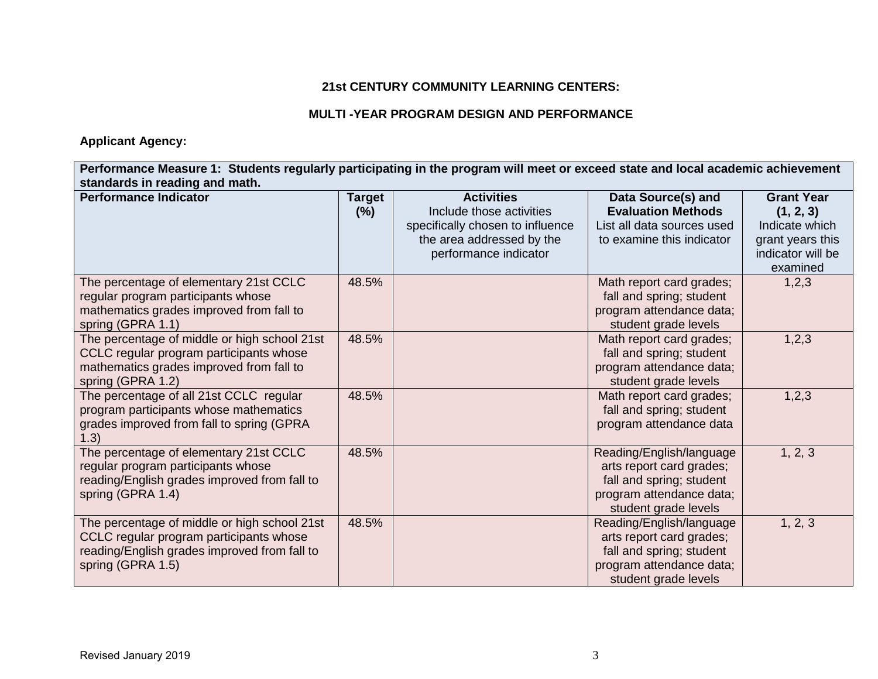**21st CENTURY COMMUNITY LEARNING CENTERS:**

**MULTI -YEAR PROGRAM DESIGN AND PERFORMANCE**

**Applicant Agency:**

| **Performance Measure 1: Students regularly participating in the program will meet or exceed state and local academic achievement standards in reading and math.** | | | | |
|---|---|---|---|---|
| **Performance Indicator** | **Target (%)** | **Activities** Include those activities specifically chosen to influence the area addressed by the performance indicator | **Data Source(s) and Evaluation Methods** List all data sources used to examine this indicator | **Grant Year (1, 2, 3)** Indicate which grant years this indicator will be examined |
| The percentage of elementary 21st CCLC regular program participants whose mathematics grades improved from fall to spring (GPRA 1.1) | 48.5% | | Math report card grades; fall and spring; student program attendance data; student grade levels | 1,2,3 |
| The percentage of middle or high school 21st CCLC regular program participants whose mathematics grades improved from fall to spring (GPRA 1.2) | 48.5% | | Math report card grades; fall and spring; student program attendance data; student grade levels | 1,2,3 |
| The percentage of all 21st CCLC regular program participants whose mathematics grades improved from fall to spring (GPRA 1.3) | 48.5% | | Math report card grades; fall and spring; student program attendance data | 1,2,3 |
| The percentage of elementary 21st CCLC regular program participants whose reading/English grades improved from fall to spring (GPRA 1.4) | 48.5% | | Reading/English/language arts report card grades; fall and spring; student program attendance data; student grade levels | 1, 2, 3 |
| The percentage of middle or high school 21st CCLC regular program participants whose reading/English grades improved from fall to spring (GPRA 1.5) | 48.5% | | Reading/English/language arts report card grades; fall and spring; student program attendance data; student grade levels | 1, 2, 3 |

Revised January 2019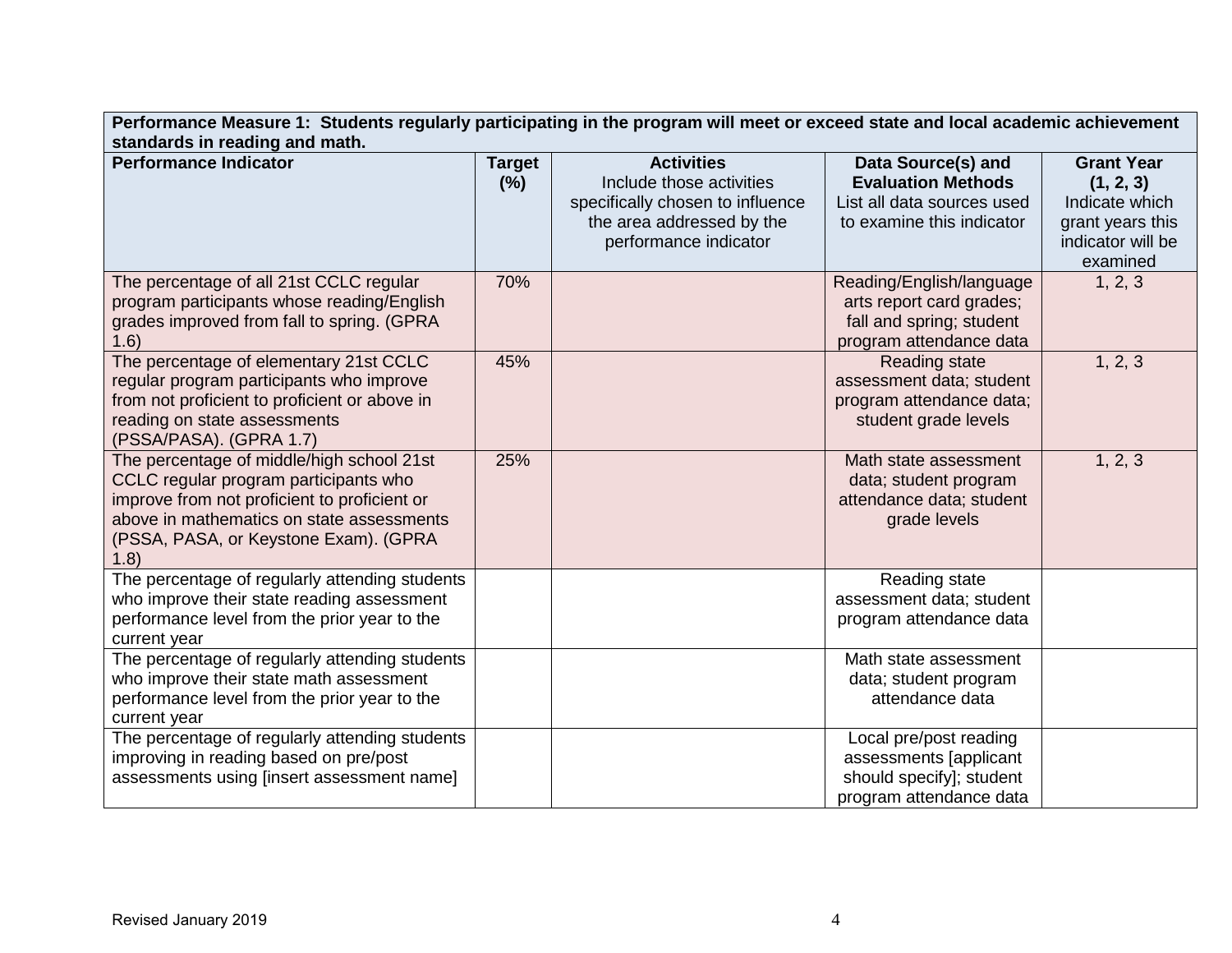| **Performance Measure 1: Students regularly participating in the program will meet or exceed state and local academic achievement standards in reading and math.** | | | | |
|---|---|---|---|---|
| **Performance Indicator** | **Target (%)** | **Activities** Include those activities specifically chosen to influence the area addressed by the performance indicator | **Data Source(s) and Evaluation Methods** List all data sources used to examine this indicator | **Grant Year (1, 2, 3)** Indicate which grant years this indicator will be examined |
| The percentage of all 21st CCLC regular program participants whose reading/English grades improved from fall to spring. (GPRA 1.6) | 70% | | Reading/English/language arts report card grades; fall and spring; student program attendance data | 1, 2, 3 |
| The percentage of elementary 21st CCLC regular program participants who improve from not proficient to proficient or above in reading on state assessments (PSSA/PASA). (GPRA 1.7) | 45% | | Reading state assessment data; student program attendance data; student grade levels | 1, 2, 3 |
| The percentage of middle/high school 21st CCLC regular program participants who improve from not proficient to proficient or above in mathematics on state assessments (PSSA, PASA, or Keystone Exam). (GPRA 1.8) | 25% | | Math state assessment data; student program attendance data; student grade levels | 1, 2, 3 |
| The percentage of regularly attending students who improve their state reading assessment performance level from the prior year to the current year | | | Reading state assessment data; student program attendance data | |
| The percentage of regularly attending students who improve their state math assessment performance level from the prior year to the current year | | | Math state assessment data; student program attendance data | |
| The percentage of regularly attending students improving in reading based on pre/post assessments using [insert assessment name] | | | Local pre/post reading assessments [applicant should specify]; student program attendance data | |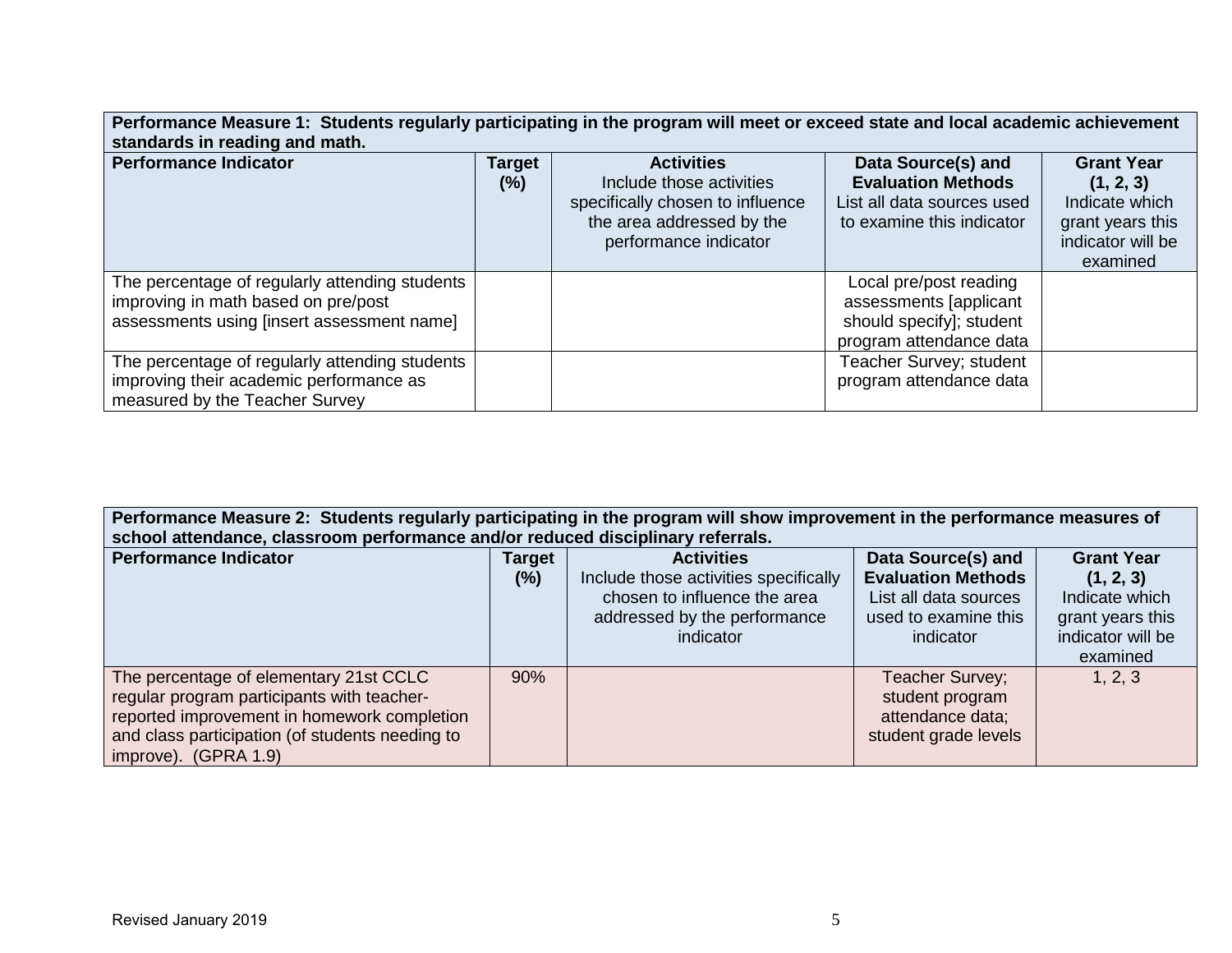| Performance Measure 1: Students regularly participating in the program will meet or exceed state and local academic achievement standards in reading and math. | | | | |
|---|---|---|---|---|
| **Performance Indicator** | **Target (%)** | **Activities** Include those activities specifically chosen to influence the area addressed by the performance indicator | **Data Source(s) and Evaluation Methods** List all data sources used to examine this indicator | **Grant Year (1, 2, 3)** Indicate which grant years this indicator will be examined |
| The percentage of regularly attending students improving in math based on pre/post assessments using [insert assessment name] | | | Local pre/post reading assessments [applicant should specify]; student program attendance data | |
| The percentage of regularly attending students improving their academic performance as measured by the Teacher Survey | | | Teacher Survey; student program attendance data | |

| Performance Measure 2: Students regularly participating in the program will show improvement in the performance measures of school attendance, classroom performance and/or reduced disciplinary referrals. | | | | |
|---|---|---|---|---|
| **Performance Indicator** | **Target (%)** | **Activities** Include those activities specifically chosen to influence the area addressed by the performance indicator | **Data Source(s) and Evaluation Methods** List all data sources used to examine this indicator | **Grant Year (1, 2, 3)** Indicate which grant years this indicator will be examined |
| The percentage of elementary 21st CCLC regular program participants with teacher-reported improvement in homework completion and class participation (of students needing to improve). (GPRA 1.9) | 90% | | Teacher Survey; student program attendance data; student grade levels | 1, 2, 3 |

Revised January 2019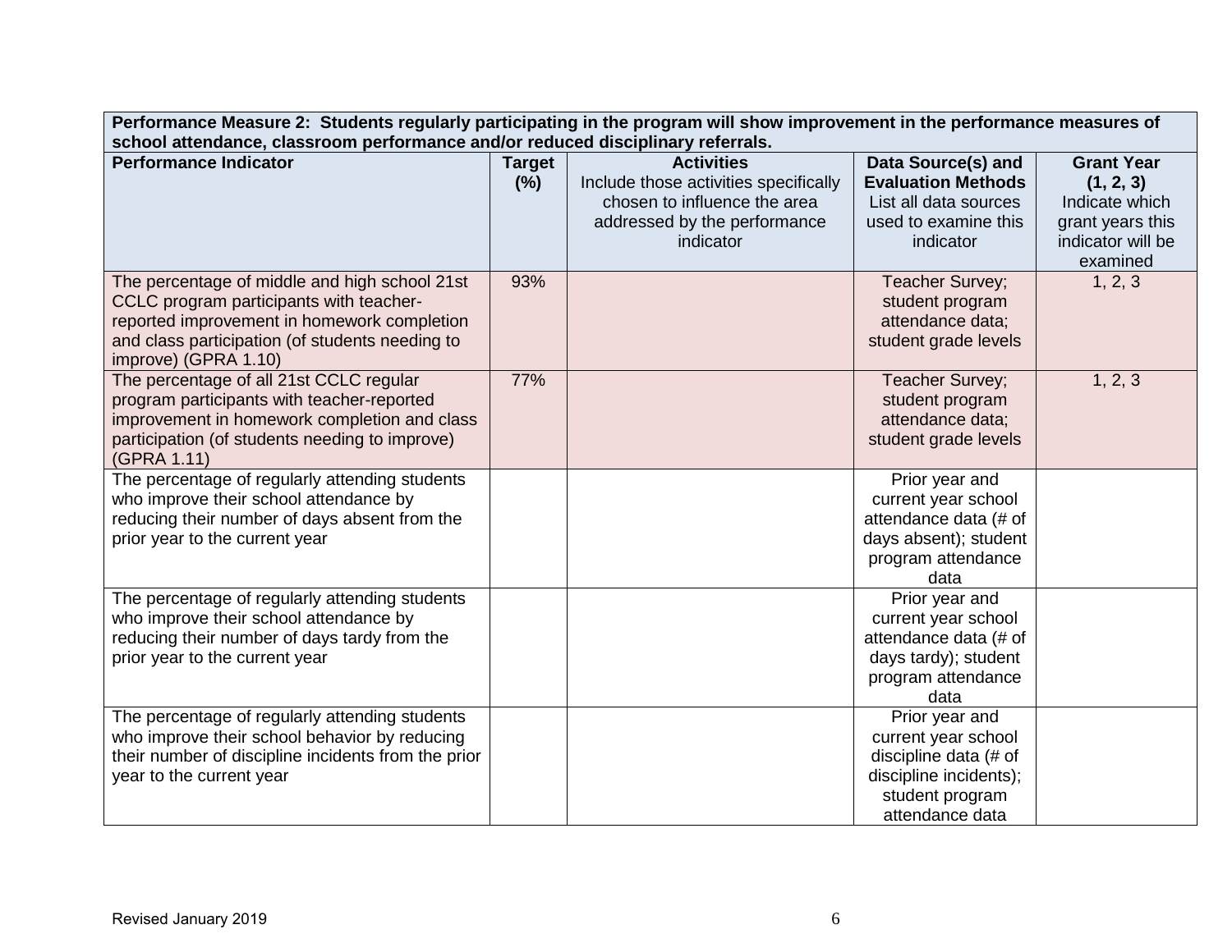| **Performance Measure 2: Students regularly participating in the program will show improvement in the performance measures of school attendance, classroom performance and/or reduced disciplinary referrals.** | | | | |
|---|---|---|---|---|
| **Performance Indicator** | **Target (%)** | **Activities** Include those activities specifically chosen to influence the area addressed by the performance indicator | **Data Source(s) and Evaluation Methods** List all data sources used to examine this indicator | **Grant Year (1, 2, 3)** Indicate which grant years this indicator will be examined |
| The percentage of middle and high school 21st CCLC program participants with teacher-reported improvement in homework completion and class participation (of students needing to improve) (GPRA 1.10) | 93% | | Teacher Survey; student program attendance data; student grade levels | 1, 2, 3 |
| The percentage of all 21st CCLC regular program participants with teacher-reported improvement in homework completion and class participation (of students needing to improve) (GPRA 1.11) | 77% | | Teacher Survey; student program attendance data; student grade levels | 1, 2, 3 |
| The percentage of regularly attending students who improve their school attendance by reducing their number of days absent from the prior year to the current year | | | Prior year and current year school attendance data (# of days absent); student program attendance data | |
| The percentage of regularly attending students who improve their school attendance by reducing their number of days tardy from the prior year to the current year | | | Prior year and current year school attendance data (# of days tardy); student program attendance data | |
| The percentage of regularly attending students who improve their school behavior by reducing their number of discipline incidents from the prior year to the current year | | | Prior year and current year school discipline data (# of discipline incidents); student program attendance data | |

Revised January 2019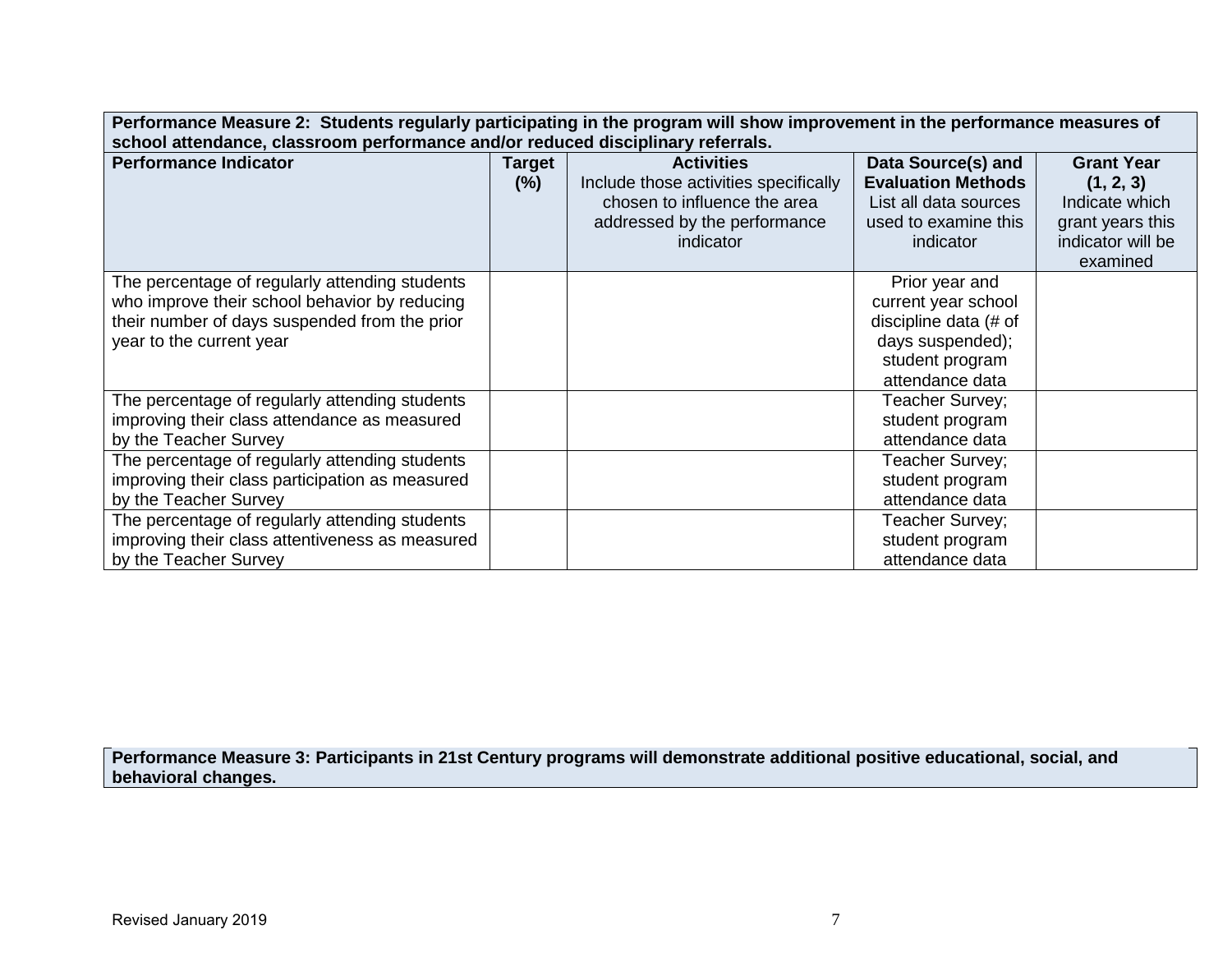| **Performance Measure 2: Students regularly participating in the program will show improvement in the performance measures of school attendance, classroom performance and/or reduced disciplinary referrals.** | | | | |
|---|---|---|---|---|
| **Performance Indicator** | **Target (%)** | **Activities** Include those activities specifically chosen to influence the area addressed by the performance indicator | **Data Source(s) and Evaluation Methods** List all data sources used to examine this indicator | **Grant Year (1, 2, 3)** Indicate which grant years this indicator will be examined |
| The percentage of regularly attending students who improve their school behavior by reducing their number of days suspended from the prior year to the current year | | | Prior year and current year school discipline data (# of days suspended); student program attendance data | |
| The percentage of regularly attending students improving their class attendance as measured by the Teacher Survey | | | Teacher Survey; student program attendance data | |
| The percentage of regularly attending students improving their class participation as measured by the Teacher Survey | | | Teacher Survey; student program attendance data | |
| The percentage of regularly attending students improving their class attentiveness as measured by the Teacher Survey | | | Teacher Survey; student program attendance data | |

| **Performance Measure 3: Participants in 21st Century programs will demonstrate additional positive educational, social, and behavioral changes.** |
|---|

Revised January 2019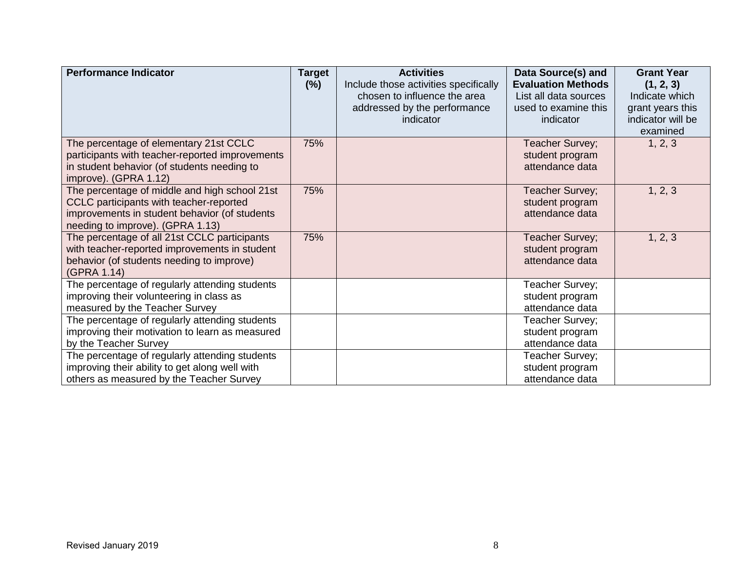| **Performance Indicator** | **Target (%)** | **Activities** Include those activities specifically chosen to influence the area addressed by the performance indicator | **Data Source(s) and Evaluation Methods** List all data sources used to examine this indicator | **Grant Year (1, 2, 3)** Indicate which grant years this indicator will be examined |
|---|---|---|---|---|
| The percentage of elementary 21st CCLC participants with teacher-reported improvements in student behavior (of students needing to improve). (GPRA 1.12) | 75% | | Teacher Survey; student program attendance data | 1, 2, 3 |
| The percentage of middle and high school 21st CCLC participants with teacher-reported improvements in student behavior (of students needing to improve). (GPRA 1.13) | 75% | | Teacher Survey; student program attendance data | 1, 2, 3 |
| The percentage of all 21st CCLC participants with teacher-reported improvements in student behavior (of students needing to improve) (GPRA 1.14) | 75% | | Teacher Survey; student program attendance data | 1, 2, 3 |
| The percentage of regularly attending students improving their volunteering in class as measured by the Teacher Survey | | | Teacher Survey; student program attendance data | |
| The percentage of regularly attending students improving their motivation to learn as measured by the Teacher Survey | | | Teacher Survey; student program attendance data | |
| The percentage of regularly attending students improving their ability to get along well with others as measured by the Teacher Survey | | | Teacher Survey; student program attendance data | |

Revised January 2019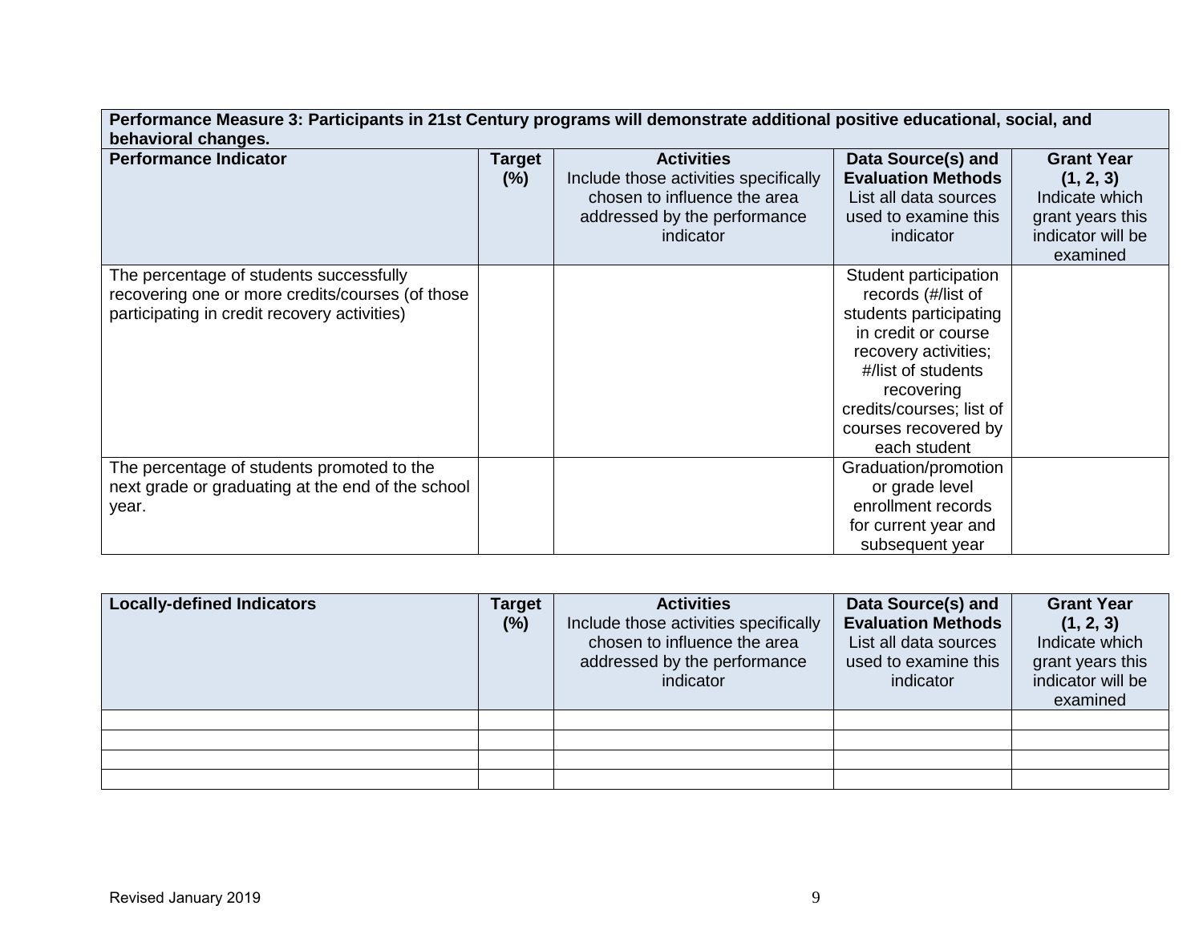| **Performance Measure 3: Participants in 21st Century programs will demonstrate additional positive educational, social, and behavioral changes.** | | | | |
|---|---|---|---|---|
| **Performance Indicator** | **Target (%)** | **Activities** Include those activities specifically chosen to influence the area addressed by the performance indicator | **Data Source(s) and Evaluation Methods** List all data sources used to examine this indicator | **Grant Year (1, 2, 3)** Indicate which grant years this indicator will be examined |
| The percentage of students successfully recovering one or more credits/courses (of those participating in credit recovery activities) | | | Student participation records (#/list of students participating in credit or course recovery activities; #/list of students recovering credits/courses; list of courses recovered by each student | |
| The percentage of students promoted to the next grade or graduating at the end of the school year. | | | Graduation/promotion or grade level enrollment records for current year and subsequent year | |

| **Locally-defined Indicators** | **Target (%)** | **Activities** Include those activities specifically chosen to influence the area addressed by the performance indicator | **Data Source(s) and Evaluation Methods** List all data sources used to examine this indicator | **Grant Year (1, 2, 3)** Indicate which grant years this indicator will be examined |
|---|---|---|---|---|
| | | | | |
| | | | | |
| | | | | |
| | | | | |

Revised January 2019